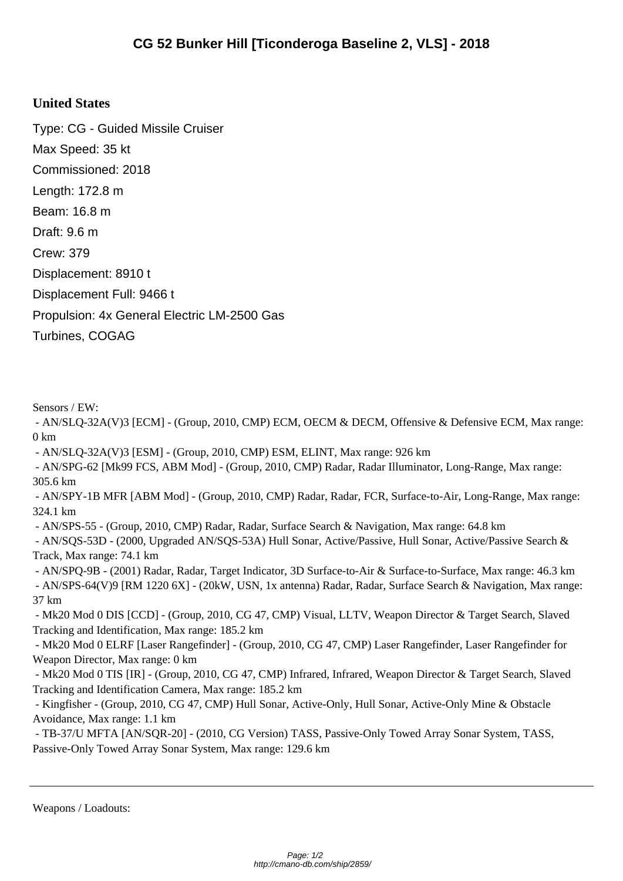# CG 52 Bunker Hill [Ticonderoga Baseline 2, VLS] - 2018

## United States

Type: CG - Guided Missile Cruiser

Max Speed: 35 kt

Commissioned: 2018

Length: 172.8 m

Beam: 16.8 m

Draft: 9.6 m

Crew: 379

Displacement: 8910 t

Displacement Full: 9466 t

Propulsion: 4x General Electric LM-2500 Gas Turbines, COGAG

Sensors / EW:

- AN/SLQ-32A(V)3 [ECM] - (Group, 2010, CMP) ECM, OECM & DECM, Offensive & Defensive ECM, Max range: 0 km
- AN/SLQ-32A(V)3 [ESM] - (Group, 2010, CMP) ESM, ELINT, Max range: 926 km
- AN/SPG-62 [Mk99 FCS, ABM Mod] - (Group, 2010, CMP) Radar, Radar Illuminator, Long-Range, Max range: 305.6 km
- AN/SPY-1B MFR [ABM Mod] - (Group, 2010, CMP) Radar, Radar, FCR, Surface-to-Air, Long-Range, Max range: 324.1 km
- AN/SPS-55 - (Group, 2010, CMP) Radar, Radar, Surface Search & Navigation, Max range: 64.8 km
- AN/SQS-53D - (2000, Upgraded AN/SQS-53A) Hull Sonar, Active/Passive, Hull Sonar, Active/Passive Search & Track, Max range: 74.1 km
- AN/SPQ-9B - (2001) Radar, Radar, Target Indicator, 3D Surface-to-Air & Surface-to-Surface, Max range: 46.3 km
- AN/SPS-64(V)9 [RM 1220 6X] - (20kW, USN, 1x antenna) Radar, Radar, Surface Search & Navigation, Max range: 37 km
- Mk20 Mod 0 DIS [CCD] - (Group, 2010, CG 47, CMP) Visual, LLTV, Weapon Director & Target Search, Slaved Tracking and Identification, Max range: 185.2 km
- Mk20 Mod 0 ELRF [Laser Rangefinder] - (Group, 2010, CG 47, CMP) Laser Rangefinder, Laser Rangefinder for Weapon Director, Max range: 0 km
- Mk20 Mod 0 TIS [IR] - (Group, 2010, CG 47, CMP) Infrared, Infrared, Weapon Director & Target Search, Slaved Tracking and Identification Camera, Max range: 185.2 km
- Kingfisher - (Group, 2010, CG 47, CMP) Hull Sonar, Active-Only, Hull Sonar, Active-Only Mine & Obstacle Avoidance, Max range: 1.1 km
- TB-37/U MFTA [AN/SQR-20] - (2010, CG Version) TASS, Passive-Only Towed Array Sonar System, TASS, Passive-Only Towed Array Sonar System, Max range: 129.6 km

---

Weapons / Loadouts: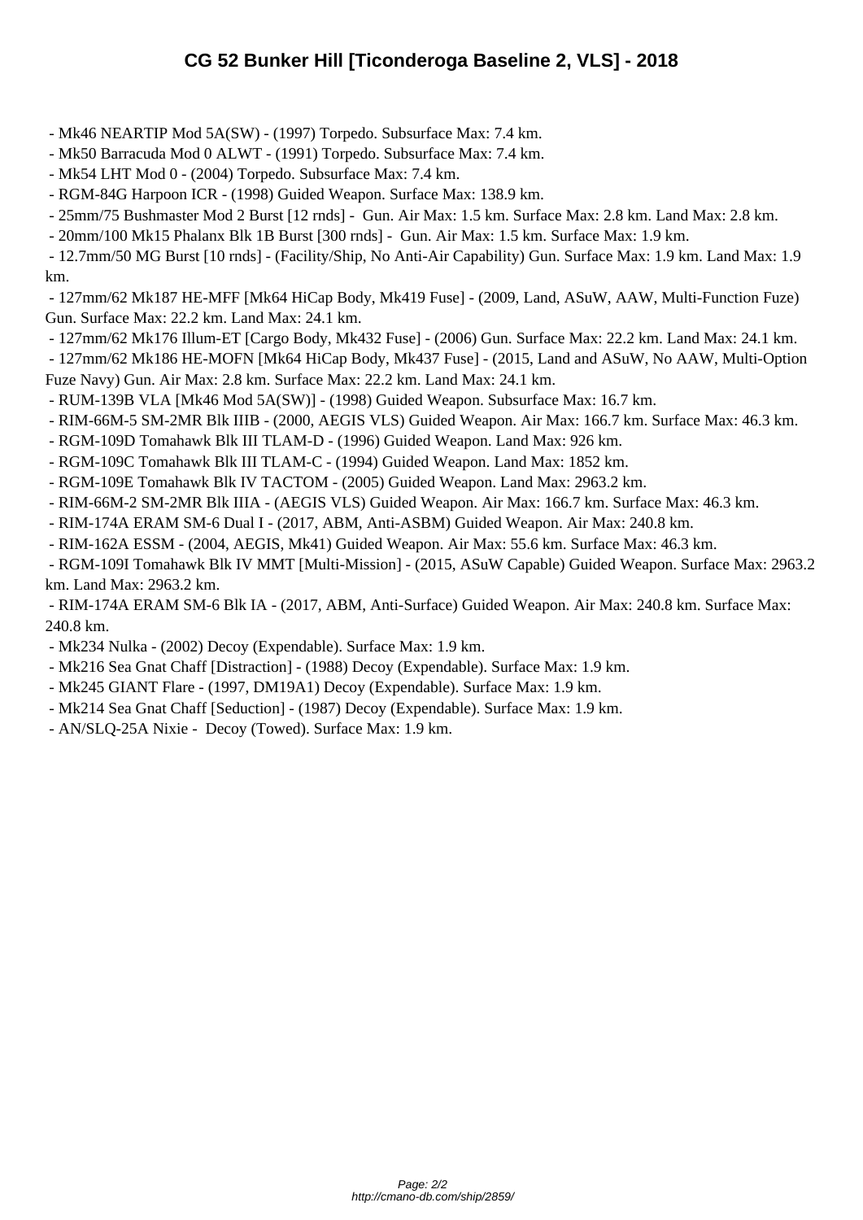- Mk46 NEARTIP Mod 5A(SW) - (1997) Torpedo. Subsurface Max: 7.4 km.
- Mk50 Barracuda Mod 0 ALWT - (1991) Torpedo. Subsurface Max: 7.4 km.
- Mk54 LHT Mod 0 - (2004) Torpedo. Subsurface Max: 7.4 km.
- RGM-84G Harpoon ICR - (1998) Guided Weapon. Surface Max: 138.9 km.
- 25mm/75 Bushmaster Mod 2 Burst [12 rnds] - Gun. Air Max: 1.5 km. Surface Max: 2.8 km. Land Max: 2.8 km.
- 20mm/100 Mk15 Phalanx Blk 1B Burst [300 rnds] - Gun. Air Max: 1.5 km. Surface Max: 1.9 km.
- 12.7mm/50 MG Burst [10 rnds] - (Facility/Ship, No Anti-Air Capability) Gun. Surface Max: 1.9 km. Land Max: 1.9 km.
- 127mm/62 Mk187 HE-MFF [Mk64 HiCap Body, Mk419 Fuse] - (2009, Land, ASuW, AAW, Multi-Function Fuze) Gun. Surface Max: 22.2 km. Land Max: 24.1 km.
- 127mm/62 Mk176 Illum-ET [Cargo Body, Mk432 Fuse] - (2006) Gun. Surface Max: 22.2 km. Land Max: 24.1 km.
- 127mm/62 Mk186 HE-MOFN [Mk64 HiCap Body, Mk437 Fuse] - (2015, Land and ASuW, No AAW, Multi-Option Fuze Navy) Gun. Air Max: 2.8 km. Surface Max: 22.2 km. Land Max: 24.1 km.
- RUM-139B VLA [Mk46 Mod 5A(SW)] - (1998) Guided Weapon. Subsurface Max: 16.7 km.
- RIM-66M-5 SM-2MR Blk IIIB - (2000, AEGIS VLS) Guided Weapon. Air Max: 166.7 km. Surface Max: 46.3 km.
- RGM-109D Tomahawk Blk III TLAM-D - (1996) Guided Weapon. Land Max: 926 km.
- RGM-109C Tomahawk Blk III TLAM-C - (1994) Guided Weapon. Land Max: 1852 km.
- RGM-109E Tomahawk Blk IV TACTOM - (2005) Guided Weapon. Land Max: 2963.2 km.
- RIM-66M-2 SM-2MR Blk IIIA - (AEGIS VLS) Guided Weapon. Air Max: 166.7 km. Surface Max: 46.3 km.
- RIM-174A ERAM SM-6 Dual I - (2017, ABM, Anti-ASBM) Guided Weapon. Air Max: 240.8 km.
- RIM-162A ESSM - (2004, AEGIS, Mk41) Guided Weapon. Air Max: 55.6 km. Surface Max: 46.3 km.
- RGM-109I Tomahawk Blk IV MMT [Multi-Mission] - (2015, ASuW Capable) Guided Weapon. Surface Max: 2963.2 km. Land Max: 2963.2 km.
- RIM-174A ERAM SM-6 Blk IA - (2017, ABM, Anti-Surface) Guided Weapon. Air Max: 240.8 km. Surface Max: 240.8 km.
- Mk234 Nulka - (2002) Decoy (Expendable). Surface Max: 1.9 km.
- Mk216 Sea Gnat Chaff [Distraction] - (1988) Decoy (Expendable). Surface Max: 1.9 km.
- Mk245 GIANT Flare - (1997, DM19A1) Decoy (Expendable). Surface Max: 1.9 km.
- Mk214 Sea Gnat Chaff [Seduction] - (1987) Decoy (Expendable). Surface Max: 1.9 km.
- AN/SLQ-25A Nixie - Decoy (Towed). Surface Max: 1.9 km.